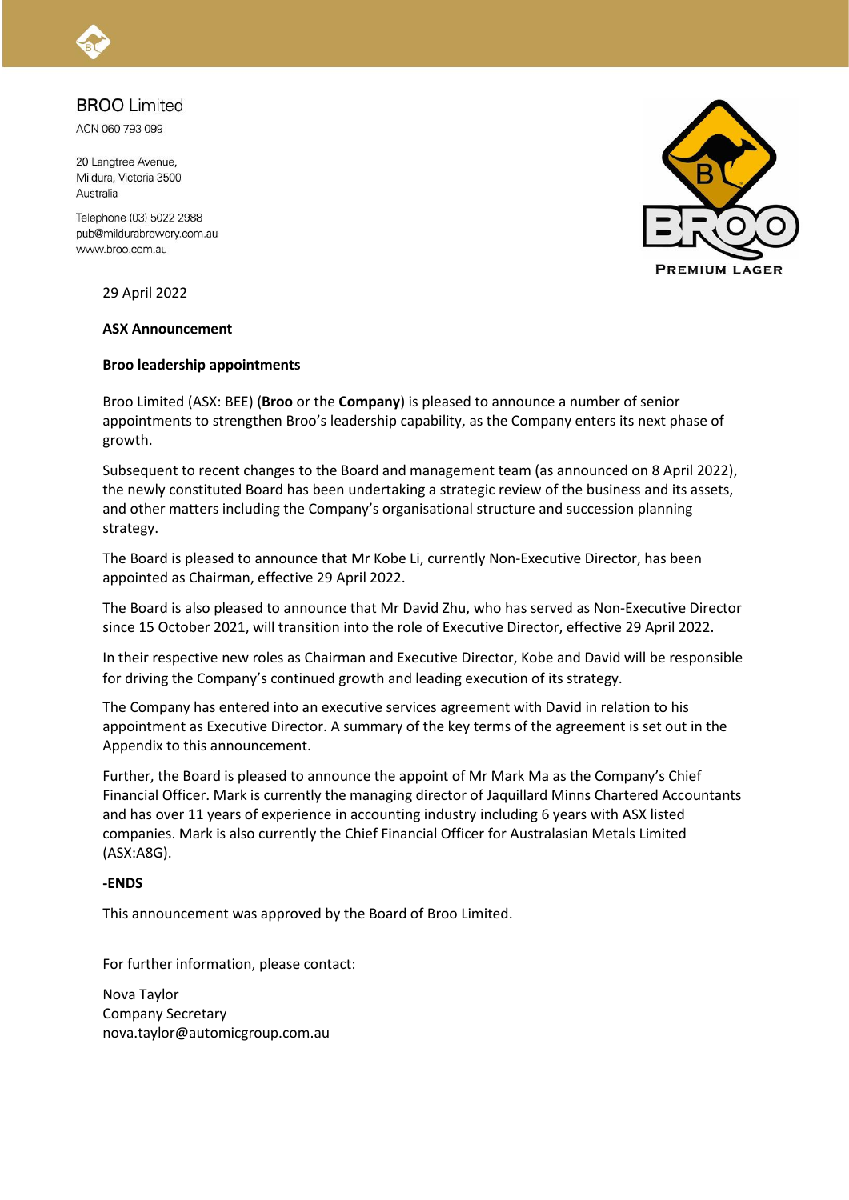BROO Limited
ACN 060 793 099

20 Langtree Avenue,
Mildura, Victoria 3500
Australia

Telephone (03) 5022 2988
pub@mildurabrewery.com.au
www.broo.com.au

29 April 2022

**ASX Announcement**

**Broo leadership appointments**

Broo Limited (ASX: BEE) (**Broo** or the **Company**) is pleased to announce a number of senior appointments to strengthen Broo's leadership capability, as the Company enters its next phase of growth.

Subsequent to recent changes to the Board and management team (as announced on 8 April 2022), the newly constituted Board has been undertaking a strategic review of the business and its assets, and other matters including the Company's organisational structure and succession planning strategy.

The Board is pleased to announce that Mr Kobe Li, currently Non-Executive Director, has been appointed as Chairman, effective 29 April 2022.

The Board is also pleased to announce that Mr David Zhu, who has served as Non-Executive Director since 15 October 2021, will transition into the role of Executive Director, effective 29 April 2022.

In their respective new roles as Chairman and Executive Director, Kobe and David will be responsible for driving the Company's continued growth and leading execution of its strategy.

The Company has entered into an executive services agreement with David in relation to his appointment as Executive Director. A summary of the key terms of the agreement is set out in the Appendix to this announcement.

Further, the Board is pleased to announce the appoint of Mr Mark Ma as the Company's Chief Financial Officer. Mark is currently the managing director of Jaquillard Minns Chartered Accountants and has over 11 years of experience in accounting industry including 6 years with ASX listed companies. Mark is also currently the Chief Financial Officer for Australasian Metals Limited (ASX:A8G).

**-ENDS**

This announcement was approved by the Board of Broo Limited.

For further information, please contact:

Nova Taylor
Company Secretary
nova.taylor@automicgroup.com.au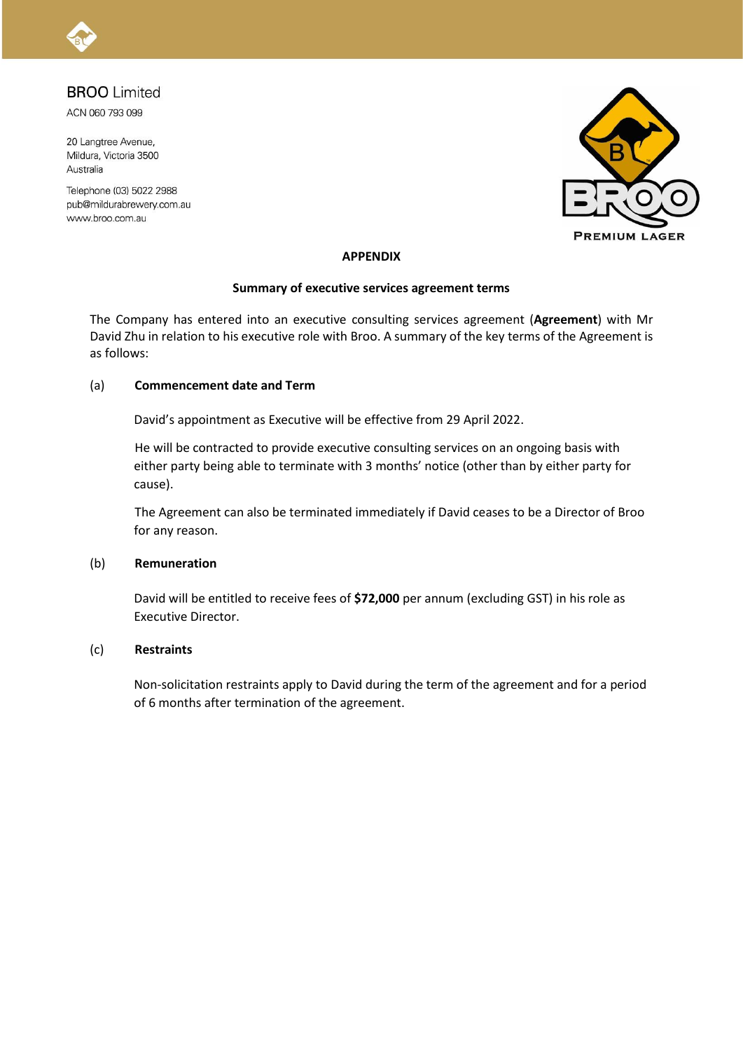BROO Limited
ACN 060 793 099

20 Langtree Avenue,
Mildura, Victoria 3500
Australia

Telephone (03) 5022 2988
pub@mildurabrewery.com.au
www.broo.com.au

## APPENDIX

### Summary of executive services agreement terms

The Company has entered into an executive consulting services agreement (**Agreement**) with Mr David Zhu in relation to his executive role with Broo. A summary of the key terms of the Agreement is as follows:

**(a) Commencement date and Term**

David's appointment as Executive will be effective from 29 April 2022.

He will be contracted to provide executive consulting services on an ongoing basis with either party being able to terminate with 3 months' notice (other than by either party for cause).

The Agreement can also be terminated immediately if David ceases to be a Director of Broo for any reason.

**(b) Remuneration**

David will be entitled to receive fees of **$72,000** per annum (excluding GST) in his role as Executive Director.

**(c) Restraints**

Non-solicitation restraints apply to David during the term of the agreement and for a period of 6 months after termination of the agreement.